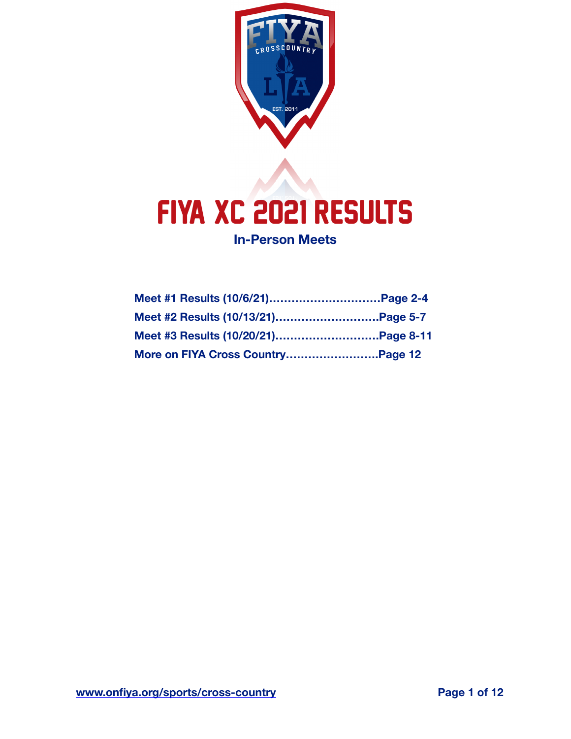# FIYA XC 2021 RESULTS

**In-Person Meets**

**Meet #1 Results (10/6/21)..............................Page 2-4**
**Meet #2 Results (10/13/21)............................Page 5-7**
**Meet #3 Results (10/20/21)............................Page 8-11**
**More on FIYA Cross Country.........................Page 12**

[www.onfiya.org/sports/cross-country](www.onfiya.org/sports/cross-country)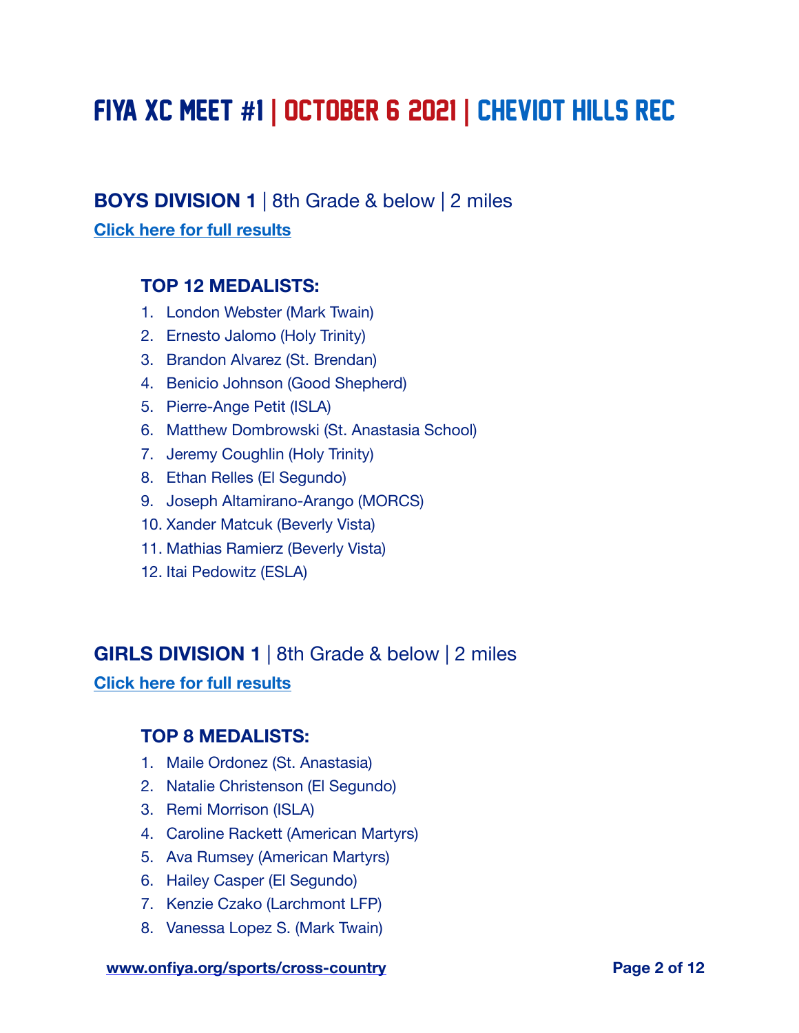# FIYA XC MEET #1 | OCTOBER 6 2021 | CHEVIOT HILLS REC

## **BOYS DIVISION 1** | 8th Grade & below | 2 miles

**Click here for full results**

### TOP 12 MEDALISTS:

1. London Webster (Mark Twain)
2. Ernesto Jalomo (Holy Trinity)
3. Brandon Alvarez (St. Brendan)
4. Benicio Johnson (Good Shepherd)
5. Pierre-Ange Petit (ISLA)
6. Matthew Dombrowski (St. Anastasia School)
7. Jeremy Coughlin (Holy Trinity)
8. Ethan Relles (El Segundo)
9. Joseph Altamirano-Arango (MORCS)
10. Xander Matcuk (Beverly Vista)
11. Mathias Ramierz (Beverly Vista)
12. Itai Pedowitz (ESLA)

## **GIRLS DIVISION 1** | 8th Grade & below | 2 miles

**Click here for full results**

### TOP 8 MEDALISTS:

1. Maile Ordonez (St. Anastasia)
2. Natalie Christenson (El Segundo)
3. Remi Morrison (ISLA)
4. Caroline Rackett (American Martyrs)
5. Ava Rumsey (American Martyrs)
6. Hailey Casper (El Segundo)
7. Kenzie Czako (Larchmont LFP)
8. Vanessa Lopez S. (Mark Twain)

www.onfiya.org/sports/cross-country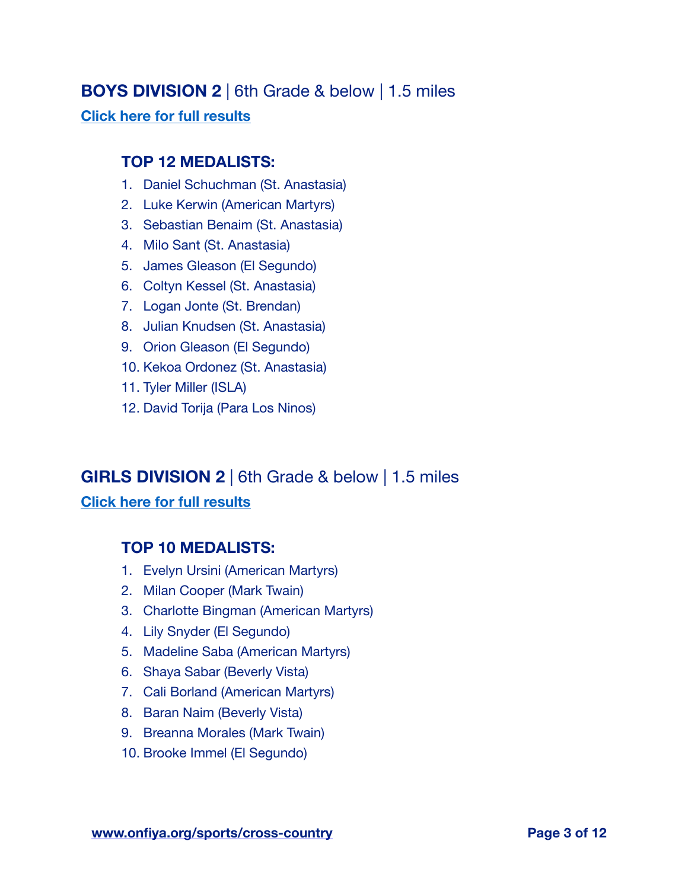## **BOYS DIVISION 2** | 6th Grade & below | 1.5 miles

**Click here for full results**

### TOP 12 MEDALISTS:

1. Daniel Schuchman (St. Anastasia)
2. Luke Kerwin (American Martyrs)
3. Sebastian Benaim (St. Anastasia)
4. Milo Sant (St. Anastasia)
5. James Gleason (El Segundo)
6. Coltyn Kessel (St. Anastasia)
7. Logan Jonte (St. Brendan)
8. Julian Knudsen (St. Anastasia)
9. Orion Gleason (El Segundo)
10. Kekoa Ordonez (St. Anastasia)
11. Tyler Miller (ISLA)
12. David Torija (Para Los Ninos)

## **GIRLS DIVISION 2** | 6th Grade & below | 1.5 miles

**Click here for full results**

### TOP 10 MEDALISTS:

1. Evelyn Ursini (American Martyrs)
2. Milan Cooper (Mark Twain)
3. Charlotte Bingman (American Martyrs)
4. Lily Snyder (El Segundo)
5. Madeline Saba (American Martyrs)
6. Shaya Sabar (Beverly Vista)
7. Cali Borland (American Martyrs)
8. Baran Naim (Beverly Vista)
9. Breanna Morales (Mark Twain)
10. Brooke Immel (El Segundo)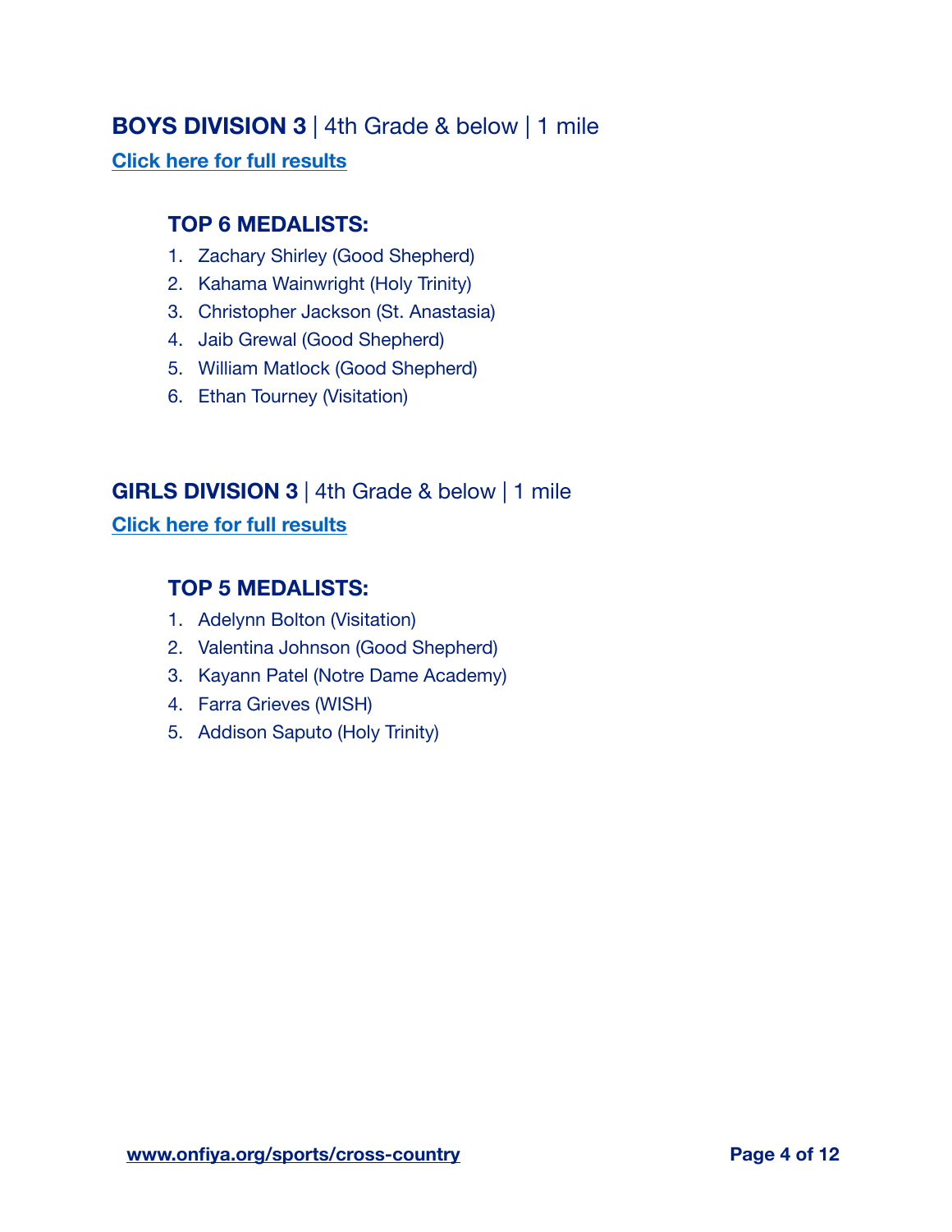## **BOYS DIVISION 3** | 4th Grade & below | 1 mile

**Click here for full results**

### TOP 6 MEDALISTS:

1. Zachary Shirley (Good Shepherd)
2. Kahama Wainwright (Holy Trinity)
3. Christopher Jackson (St. Anastasia)
4. Jaib Grewal (Good Shepherd)
5. William Matlock (Good Shepherd)
6. Ethan Tourney (Visitation)

## **GIRLS DIVISION 3** | 4th Grade & below | 1 mile

**Click here for full results**

### TOP 5 MEDALISTS:

1. Adelynn Bolton (Visitation)
2. Valentina Johnson (Good Shepherd)
3. Kayann Patel (Notre Dame Academy)
4. Farra Grieves (WISH)
5. Addison Saputo (Holy Trinity)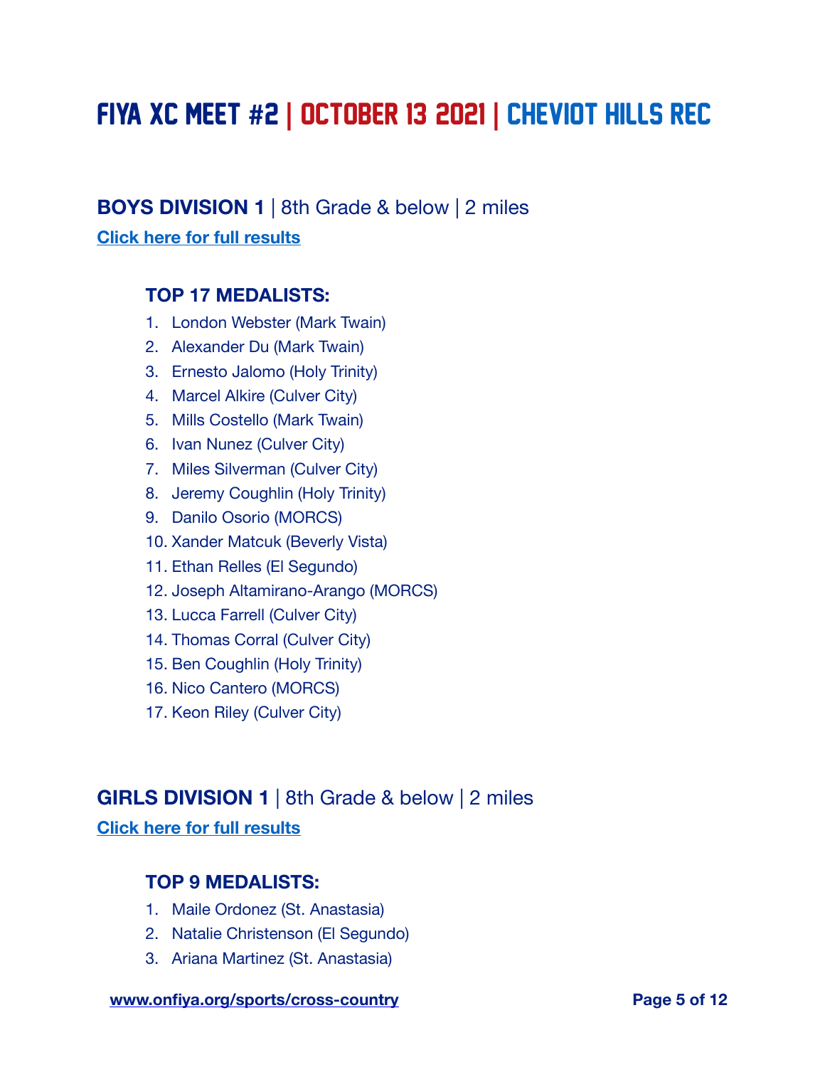# FIYA XC MEET #2 | OCTOBER 13 2021 | CHEVIOT HILLS REC

## BOYS DIVISION 1 | 8th Grade & below | 2 miles

**Click here for full results**

### TOP 17 MEDALISTS:

1. London Webster (Mark Twain)
2. Alexander Du (Mark Twain)
3. Ernesto Jalomo (Holy Trinity)
4. Marcel Alkire (Culver City)
5. Mills Costello (Mark Twain)
6. Ivan Nunez (Culver City)
7. Miles Silverman (Culver City)
8. Jeremy Coughlin (Holy Trinity)
9. Danilo Osorio (MORCS)
10. Xander Matcuk (Beverly Vista)
11. Ethan Relles (El Segundo)
12. Joseph Altamirano-Arango (MORCS)
13. Lucca Farrell (Culver City)
14. Thomas Corral (Culver City)
15. Ben Coughlin (Holy Trinity)
16. Nico Cantero (MORCS)
17. Keon Riley (Culver City)

## GIRLS DIVISION 1 | 8th Grade & below | 2 miles

**Click here for full results**

### TOP 9 MEDALISTS:

1. Maile Ordonez (St. Anastasia)
2. Natalie Christenson (El Segundo)
3. Ariana Martinez (St. Anastasia)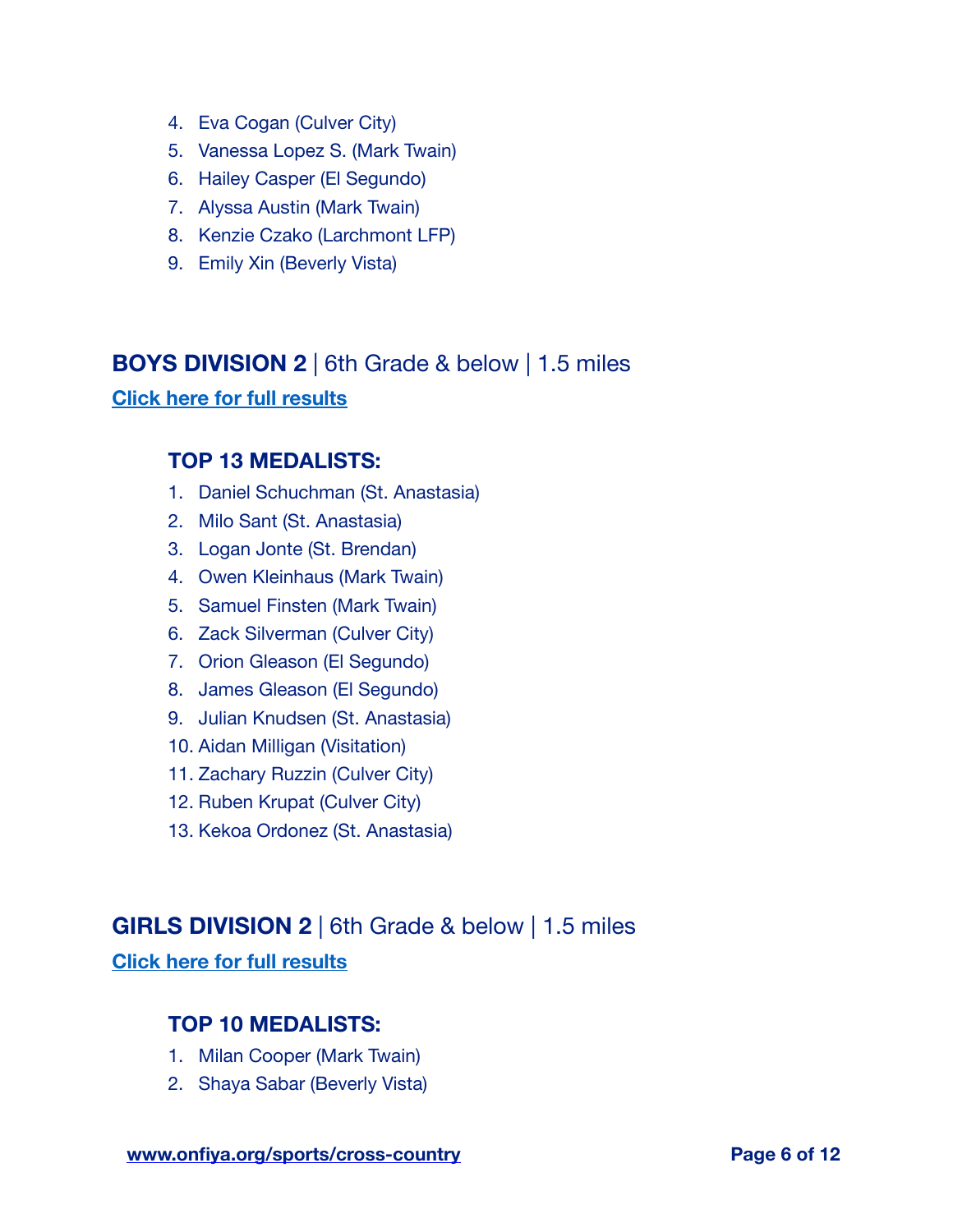4. Eva Cogan (Culver City)
5. Vanessa Lopez S. (Mark Twain)
6. Hailey Casper (El Segundo)
7. Alyssa Austin (Mark Twain)
8. Kenzie Czako (Larchmont LFP)
9. Emily Xin (Beverly Vista)

## **BOYS DIVISION 2** | 6th Grade & below | 1.5 miles

**Click here for full results**

### TOP 13 MEDALISTS:

1. Daniel Schuchman (St. Anastasia)
2. Milo Sant (St. Anastasia)
3. Logan Jonte (St. Brendan)
4. Owen Kleinhaus (Mark Twain)
5. Samuel Finsten (Mark Twain)
6. Zack Silverman (Culver City)
7. Orion Gleason (El Segundo)
8. James Gleason (El Segundo)
9. Julian Knudsen (St. Anastasia)
10. Aidan Milligan (Visitation)
11. Zachary Ruzzin (Culver City)
12. Ruben Krupat (Culver City)
13. Kekoa Ordonez (St. Anastasia)

## **GIRLS DIVISION 2** | 6th Grade & below | 1.5 miles

**Click here for full results**

### TOP 10 MEDALISTS:

1. Milan Cooper (Mark Twain)
2. Shaya Sabar (Beverly Vista)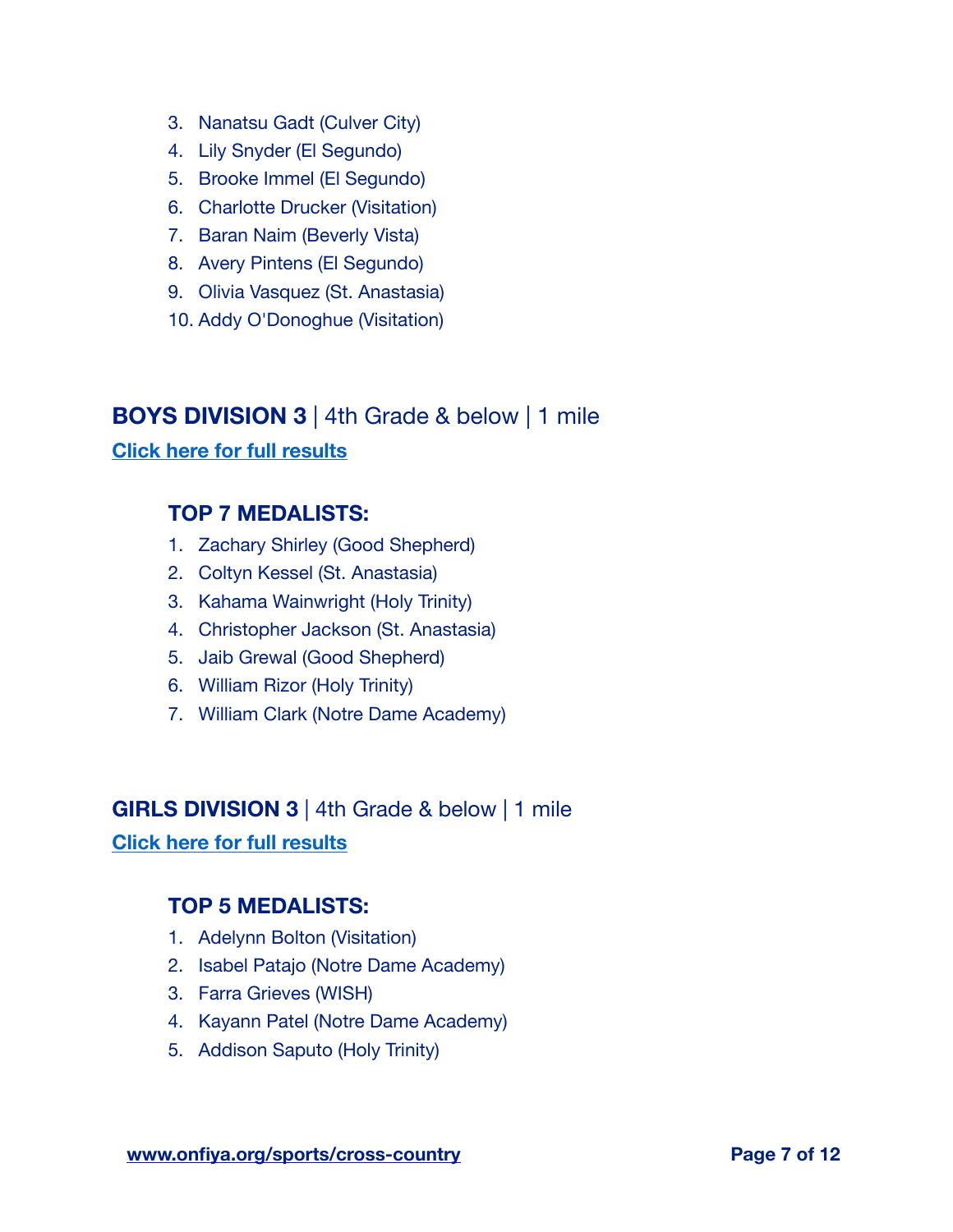3. Nanatsu Gadt (Culver City)
4. Lily Snyder (El Segundo)
5. Brooke Immel (El Segundo)
6. Charlotte Drucker (Visitation)
7. Baran Naim (Beverly Vista)
8. Avery Pintens (El Segundo)
9. Olivia Vasquez (St. Anastasia)
10. Addy O'Donoghue (Visitation)

## **BOYS DIVISION 3** | 4th Grade & below | 1 mile

**Click here for full results**

### TOP 7 MEDALISTS:

1. Zachary Shirley (Good Shepherd)
2. Coltyn Kessel (St. Anastasia)
3. Kahama Wainwright (Holy Trinity)
4. Christopher Jackson (St. Anastasia)
5. Jaib Grewal (Good Shepherd)
6. William Rizor (Holy Trinity)
7. William Clark (Notre Dame Academy)

## **GIRLS DIVISION 3** | 4th Grade & below | 1 mile

**Click here for full results**

### TOP 5 MEDALISTS:

1. Adelynn Bolton (Visitation)
2. Isabel Patajo (Notre Dame Academy)
3. Farra Grieves (WISH)
4. Kayann Patel (Notre Dame Academy)
5. Addison Saputo (Holy Trinity)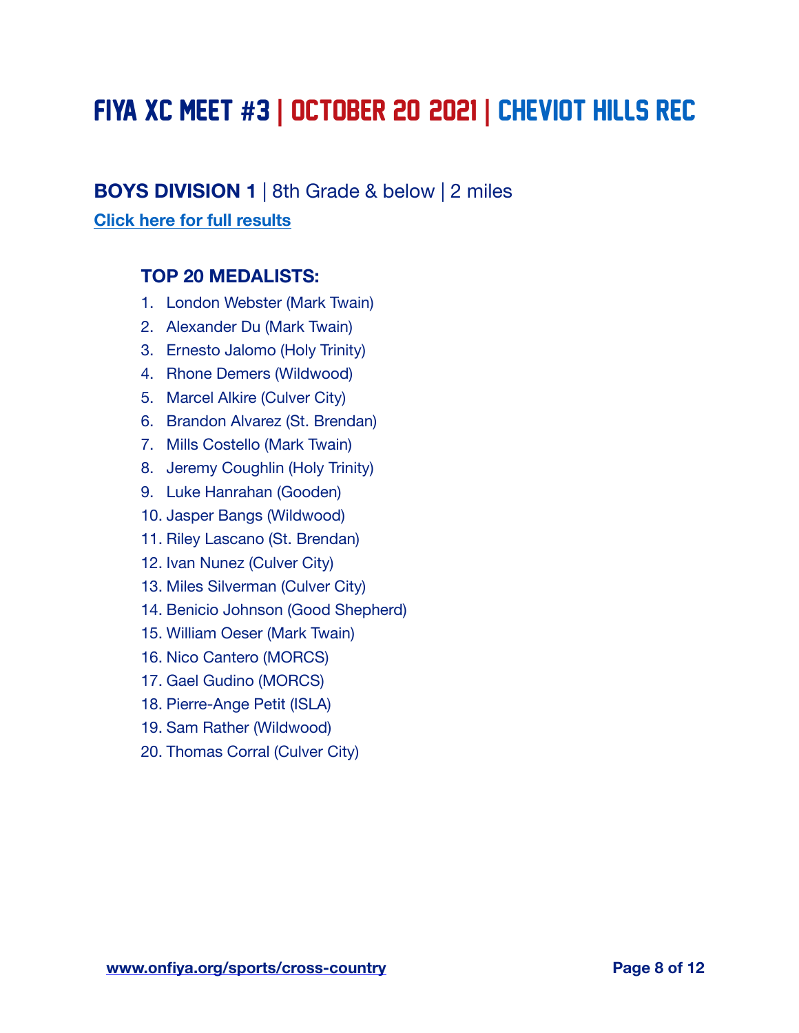# FIYA XC MEET #3 | OCTOBER 20 2021 | CHEVIOT HILLS REC

## BOYS DIVISION 1 | 8th Grade & below | 2 miles

**Click here for full results**

### TOP 20 MEDALISTS:

1. London Webster (Mark Twain)
2. Alexander Du (Mark Twain)
3. Ernesto Jalomo (Holy Trinity)
4. Rhone Demers (Wildwood)
5. Marcel Alkire (Culver City)
6. Brandon Alvarez (St. Brendan)
7. Mills Costello (Mark Twain)
8. Jeremy Coughlin (Holy Trinity)
9. Luke Hanrahan (Gooden)
10. Jasper Bangs (Wildwood)
11. Riley Lascano (St. Brendan)
12. Ivan Nunez (Culver City)
13. Miles Silverman (Culver City)
14. Benicio Johnson (Good Shepherd)
15. William Oeser (Mark Twain)
16. Nico Cantero (MORCS)
17. Gael Gudino (MORCS)
18. Pierre-Ange Petit (ISLA)
19. Sam Rather (Wildwood)
20. Thomas Corral (Culver City)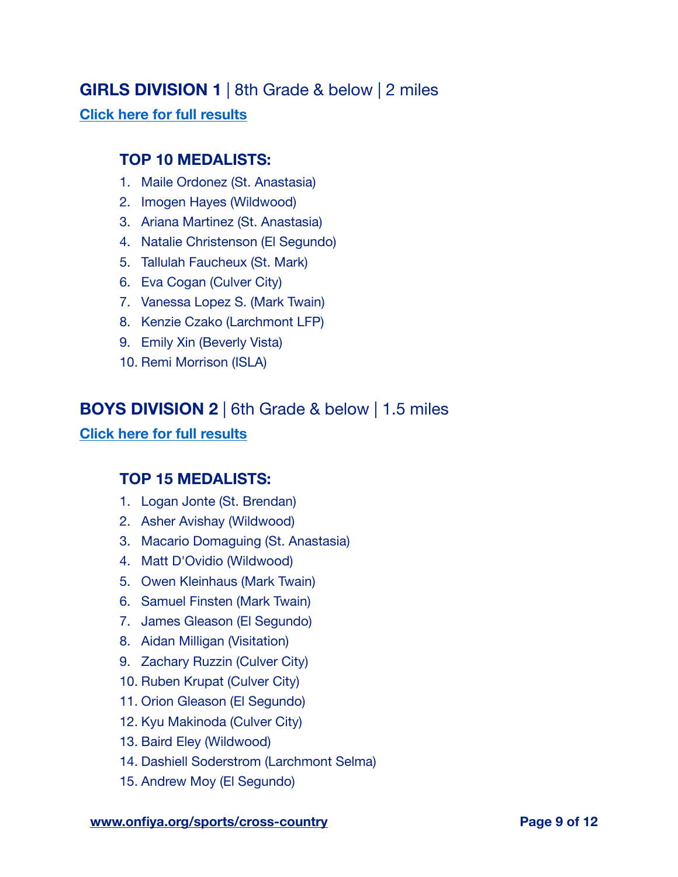## **GIRLS DIVISION 1** | 8th Grade & below | 2 miles

**Click here for full results**

### TOP 10 MEDALISTS:

1. Maile Ordonez (St. Anastasia)
2. Imogen Hayes (Wildwood)
3. Ariana Martinez (St. Anastasia)
4. Natalie Christenson (El Segundo)
5. Tallulah Faucheux (St. Mark)
6. Eva Cogan (Culver City)
7. Vanessa Lopez S. (Mark Twain)
8. Kenzie Czako (Larchmont LFP)
9. Emily Xin (Beverly Vista)
10. Remi Morrison (ISLA)

## **BOYS DIVISION 2** | 6th Grade & below | 1.5 miles

**Click here for full results**

### TOP 15 MEDALISTS:

1. Logan Jonte (St. Brendan)
2. Asher Avishay (Wildwood)
3. Macario Domaguing (St. Anastasia)
4. Matt D'Ovidio (Wildwood)
5. Owen Kleinhaus (Mark Twain)
6. Samuel Finsten (Mark Twain)
7. James Gleason (El Segundo)
8. Aidan Milligan (Visitation)
9. Zachary Ruzzin (Culver City)
10. Ruben Krupat (Culver City)
11. Orion Gleason (El Segundo)
12. Kyu Makinoda (Culver City)
13. Baird Eley (Wildwood)
14. Dashiell Soderstrom (Larchmont Selma)
15. Andrew Moy (El Segundo)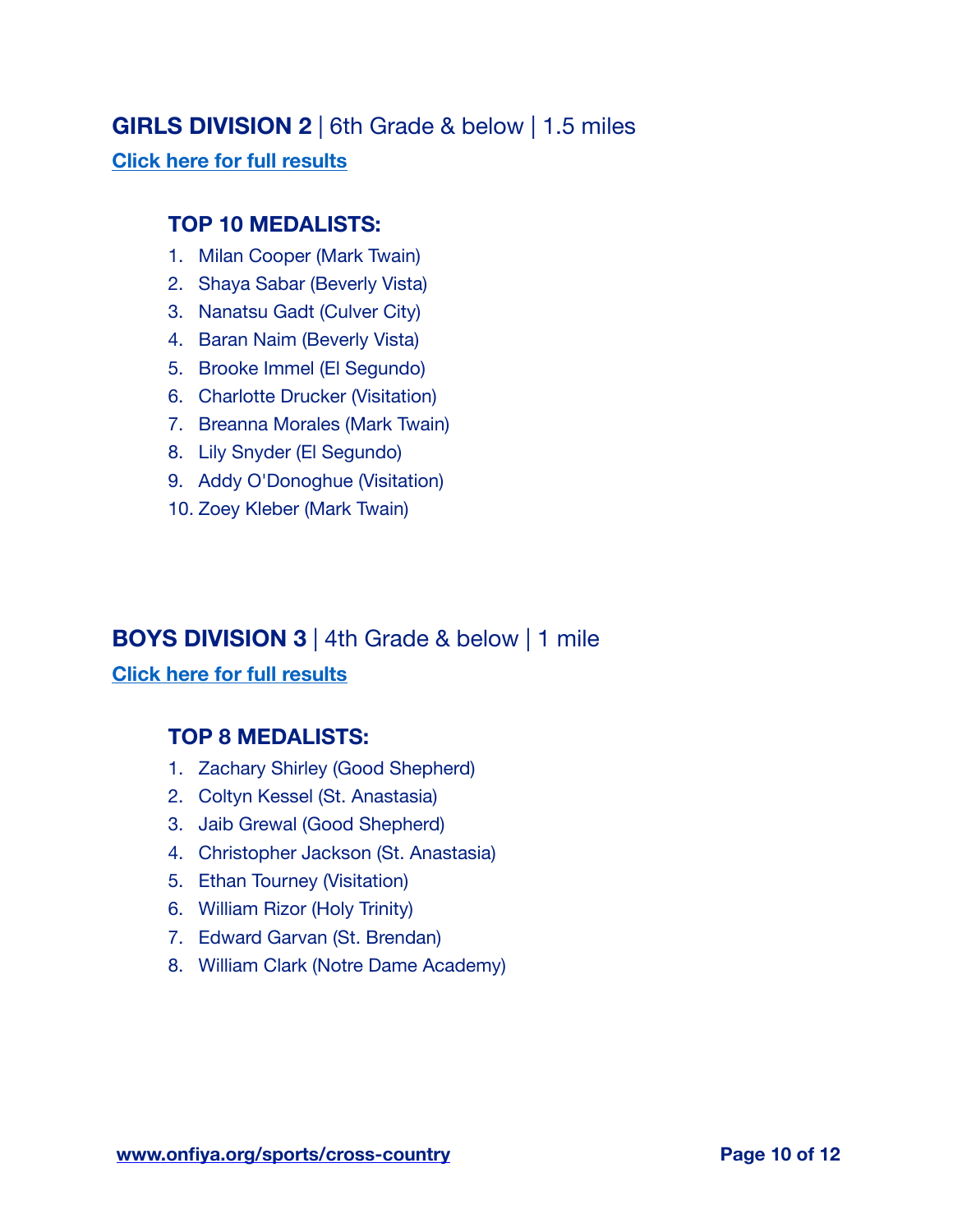## **GIRLS DIVISION 2** | 6th Grade & below | 1.5 miles

**Click here for full results**

### TOP 10 MEDALISTS:

1. Milan Cooper (Mark Twain)
2. Shaya Sabar (Beverly Vista)
3. Nanatsu Gadt (Culver City)
4. Baran Naim (Beverly Vista)
5. Brooke Immel (El Segundo)
6. Charlotte Drucker (Visitation)
7. Breanna Morales (Mark Twain)
8. Lily Snyder (El Segundo)
9. Addy O'Donoghue (Visitation)
10. Zoey Kleber (Mark Twain)

## **BOYS DIVISION 3** | 4th Grade & below | 1 mile

**Click here for full results**

### TOP 8 MEDALISTS:

1. Zachary Shirley (Good Shepherd)
2. Coltyn Kessel (St. Anastasia)
3. Jaib Grewal (Good Shepherd)
4. Christopher Jackson (St. Anastasia)
5. Ethan Tourney (Visitation)
6. William Rizor (Holy Trinity)
7. Edward Garvan (St. Brendan)
8. William Clark (Notre Dame Academy)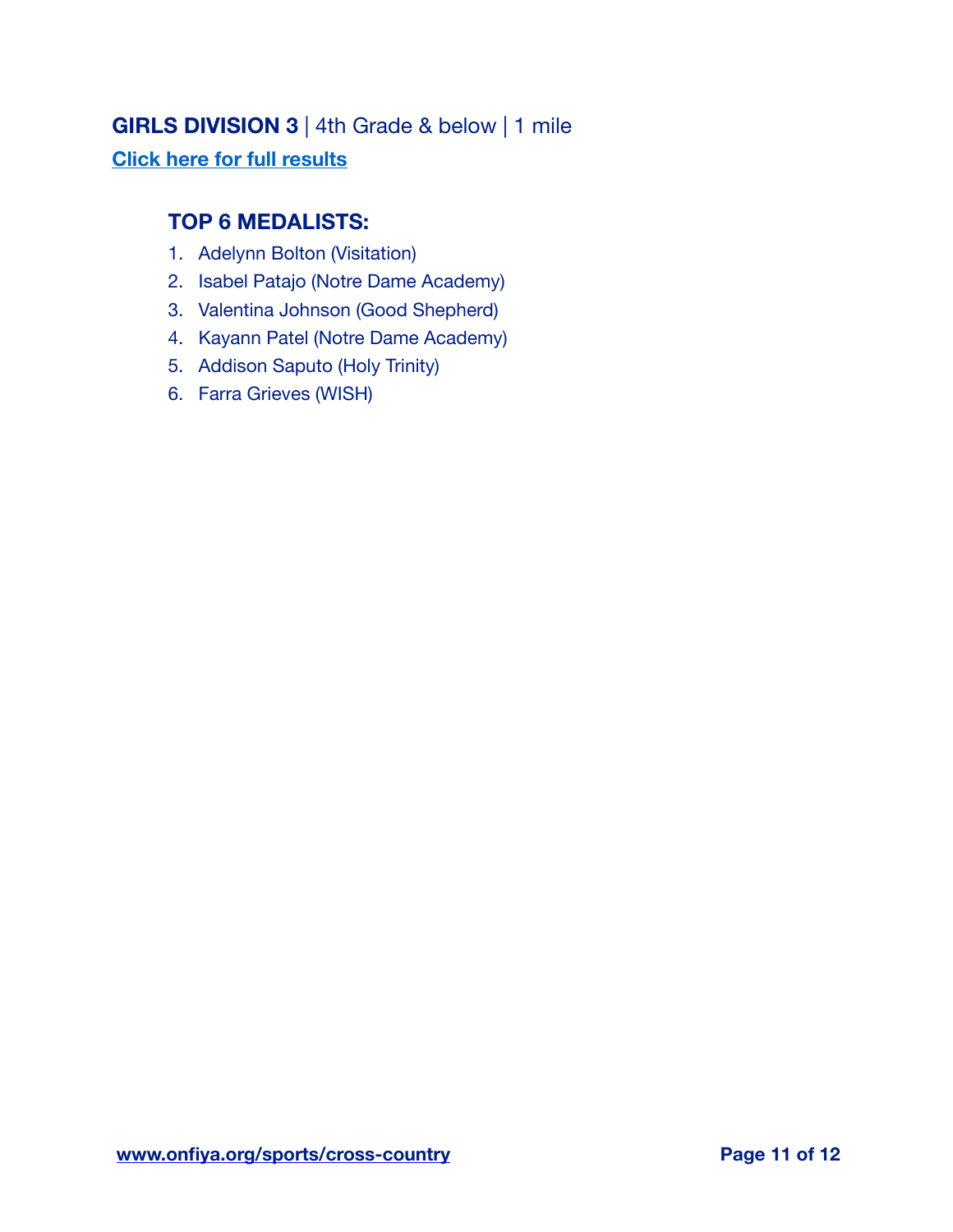## **GIRLS DIVISION 3** | 4th Grade & below | 1 mile

**Click here for full results**

### TOP 6 MEDALISTS:

1. Adelynn Bolton (Visitation)
2. Isabel Patajo (Notre Dame Academy)
3. Valentina Johnson (Good Shepherd)
4. Kayann Patel (Notre Dame Academy)
5. Addison Saputo (Holy Trinity)
6. Farra Grieves (WISH)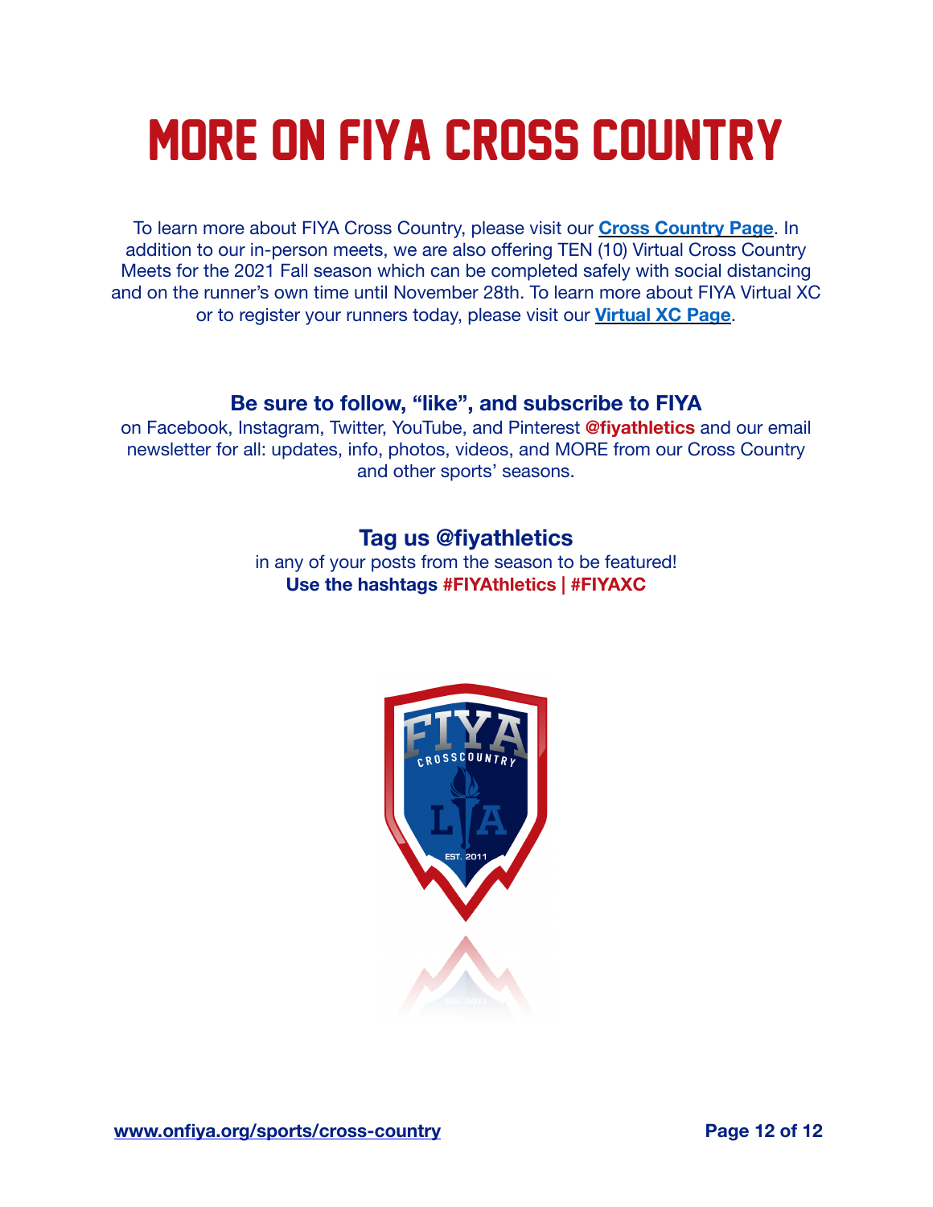# MORE ON FIYA CROSS COUNTRY

To learn more about FIYA Cross Country, please visit our **Cross Country Page**. In addition to our in-person meets, we are also offering TEN (10) Virtual Cross Country Meets for the 2021 Fall season which can be completed safely with social distancing and on the runner's own time until November 28th. To learn more about FIYA Virtual XC or to register your runners today, please visit our **Virtual XC Page**.

**Be sure to follow, "like", and subscribe to FIYA**
on Facebook, Instagram, Twitter, YouTube, and Pinterest **@fiyathletics** and our email newsletter for all: updates, info, photos, videos, and MORE from our Cross Country and other sports' seasons.

**Tag us @fiyathletics**
in any of your posts from the season to be featured!
**Use the hashtags #FIYAthletics | #FIYAXC**

www.onfiya.org/sports/cross-country